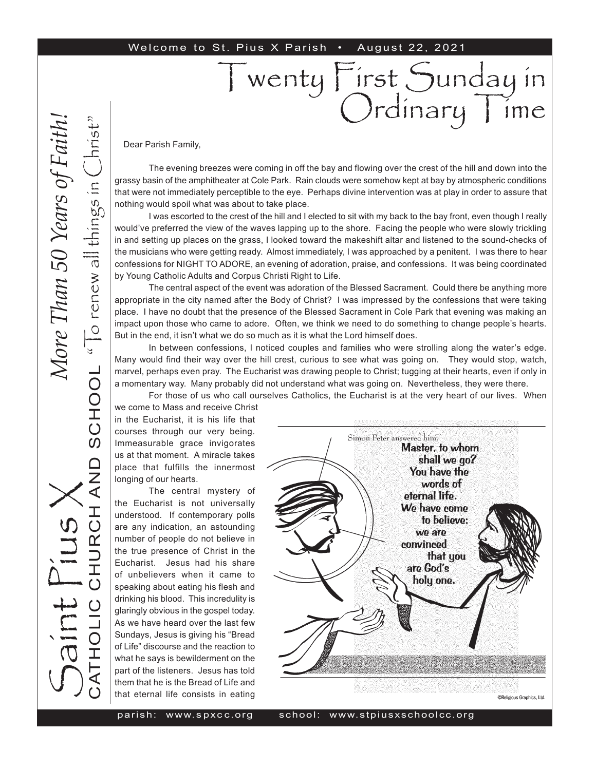Welcome to St. Pius X Parish • August 22, 2021

# Twenty First Sunday in Ordinary Time

*More Than 50 Years of Faith!*

Saint Pius X CATHOLIC CHURCH AND SCHOOL "To renew all things in Christ"

Dear Parish Family,

The evening breezes were coming in off the bay and flowing over the crest of the hill and down into the grassy basin of the amphitheater at Cole Park. Rain clouds were somehow kept at bay by atmospheric conditions that were not immediately perceptible to the eye. Perhaps divine intervention was at play in order to assure that nothing would spoil what was about to take place.

I was escorted to the crest of the hill and I elected to sit with my back to the bay front, even though I really would've preferred the view of the waves lapping up to the shore. Facing the people who were slowly trickling in and setting up places on the grass, I looked toward the makeshift altar and listened to the sound-checks of the musicians who were getting ready. Almost immediately, I was approached by a penitent. I was there to hear confessions for NIGHT TO ADORE, an evening of adoration, praise, and confessions. It was being coordinated by Young Catholic Adults and Corpus Christi Right to Life.

The central aspect of the event was adoration of the Blessed Sacrament. Could there be anything more appropriate in the city named after the Body of Christ? I was impressed by the confessions that were taking place. I have no doubt that the presence of the Blessed Sacrament in Cole Park that evening was making an impact upon those who came to adore. Often, we think we need to do something to change people's hearts. But in the end, it isn't what we do so much as it is what the Lord himself does.

In between confessions, I noticed couples and families who were strolling along the water's edge. Many would find their way over the hill crest, curious to see what was going on. They would stop, watch, marvel, perhaps even pray. The Eucharist was drawing people to Christ; tugging at their hearts, even if only in a momentary way. Many probably did not understand what was going on. Nevertheless, they were there.

For those of us who call ourselves Catholics, the Eucharist is at the very heart of our lives. When we come to Mass and receive Christ in the Eucharist, it is his life that courses through our very being. Immeasurable grace invigorates us at that moment. A miracle takes place that fulfills the innermost longing of our hearts.

The central mystery of the Eucharist is not universally understood. If contemporary polls are any indication, an astounding number of people do not believe in the true presence of Christ in the Eucharist. Jesus had his share of unbelievers when it came to speaking about eating his flesh and drinking his blood. This incredulity is glaringly obvious in the gospel today. As we have heard over the last few Sundays, Jesus is giving his "Bread of Life" discourse and the reaction to what he says is bewilderment on the part of the listeners. Jesus has told them that he is the Bread of Life and that eternal life consists in eating

Simon Peter answered him,
**Master, to whom shall we go? You have the words of eternal life. We have come to believe; we are convinced that you are God's holy one.**

©Religious Graphics, Ltd.

parish: www.spxcc.org school: www.stpiusxschoolcc.org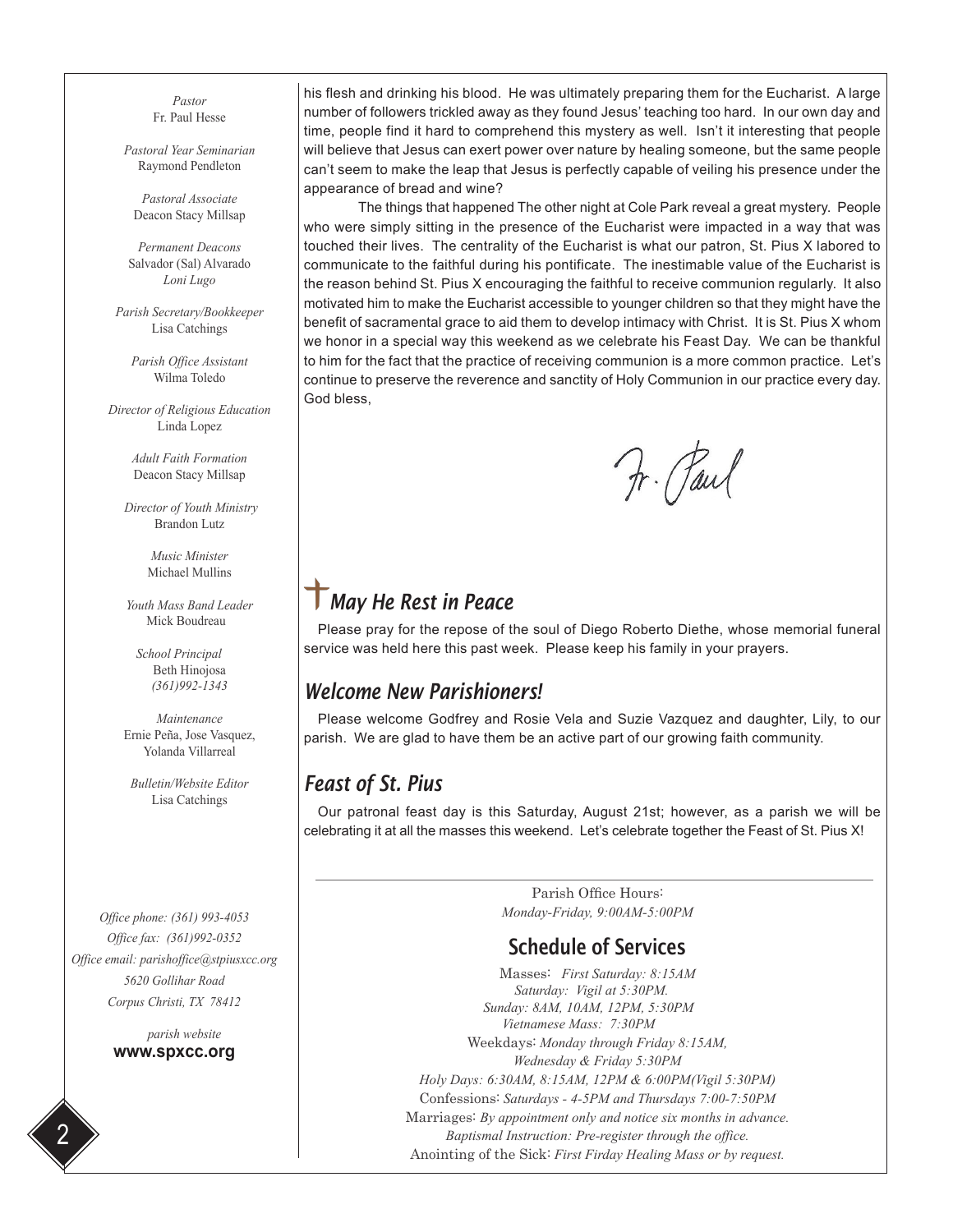*Pastor*
Fr. Paul Hesse

*Pastoral Year Seminarian*
Raymond Pendleton

*Pastoral Associate*
Deacon Stacy Millsap

*Permanent Deacons*
Salvador (Sal) Alvarado
*Loni Lugo*

*Parish Secretary/Bookkeeper*
Lisa Catchings

*Parish Office Assistant*
Wilma Toledo

*Director of Religious Education*
Linda Lopez

*Adult Faith Formation*
Deacon Stacy Millsap

*Director of Youth Ministry*
Brandon Lutz

*Music Minister*
Michael Mullins

*Youth Mass Band Leader*
Mick Boudreau

*School Principal*
Beth Hinojosa
*(361)992-1343*

*Maintenance*
Ernie Peña, Jose Vasquez, Yolanda Villarreal

*Bulletin/Website Editor*
Lisa Catchings

*Office phone: (361) 993-4053*
*Office fax: (361)992-0352*
*Office email: parishoffice@stpiusxcc.org*
*5620 Gollihar Road*
*Corpus Christi, TX 78412*

*parish website*
**www.spxcc.org**

his flesh and drinking his blood. He was ultimately preparing them for the Eucharist. A large number of followers trickled away as they found Jesus' teaching too hard. In our own day and time, people find it hard to comprehend this mystery as well. Isn't it interesting that people will believe that Jesus can exert power over nature by healing someone, but the same people can't seem to make the leap that Jesus is perfectly capable of veiling his presence under the appearance of bread and wine?

The things that happened The other night at Cole Park reveal a great mystery. People who were simply sitting in the presence of the Eucharist were impacted in a way that was touched their lives. The centrality of the Eucharist is what our patron, St. Pius X labored to communicate to the faithful during his pontificate. The inestimable value of the Eucharist is the reason behind St. Pius X encouraging the faithful to receive communion regularly. It also motivated him to make the Eucharist accessible to younger children so that they might have the benefit of sacramental grace to aid them to develop intimacy with Christ. It is St. Pius X whom we honor in a special way this weekend as we celebrate his Feast Day. We can be thankful to him for the fact that the practice of receiving communion is a more common practice. Let's continue to preserve the reverence and sanctity of Holy Communion in our practice every day.
God bless,

Fr. Paul

## May He Rest in Peace

Please pray for the repose of the soul of Diego Roberto Diethe, whose memorial funeral service was held here this past week. Please keep his family in your prayers.

## Welcome New Parishioners!

Please welcome Godfrey and Rosie Vela and Suzie Vazquez and daughter, Lily, to our parish. We are glad to have them be an active part of our growing faith community.

## Feast of St. Pius

Our patronal feast day is this Saturday, August 21st; however, as a parish we will be celebrating it at all the masses this weekend. Let's celebrate together the Feast of St. Pius X!

---

Parish Office Hours:
*Monday-Friday, 9:00AM-5:00PM*

## Schedule of Services

Masses: *First Saturday: 8:15AM*
*Saturday: Vigil at 5:30PM.*
*Sunday: 8AM, 10AM, 12PM, 5:30PM*
*Vietnamese Mass: 7:30PM*
Weekdays: *Monday through Friday 8:15AM,*
*Wednesday & Friday 5:30PM*
*Holy Days: 6:30AM, 8:15AM, 12PM & 6:00PM(Vigil 5:30PM)*
Confessions: *Saturdays - 4-5PM and Thursdays 7:00-7:50PM*
Marriages: *By appointment only and notice six months in advance.*
*Baptismal Instruction: Pre-register through the office.*
Anointing of the Sick: *First Firday Healing Mass or by request.*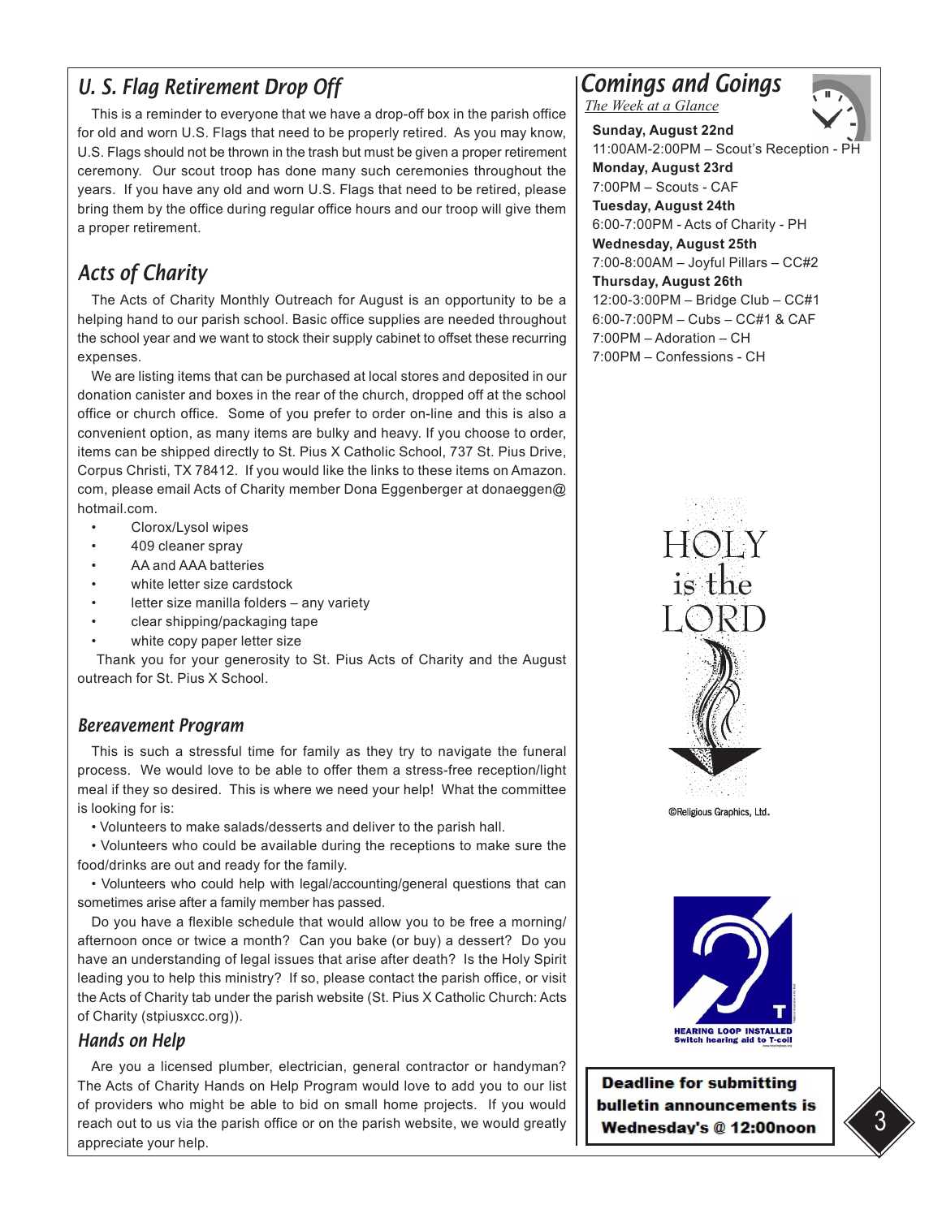## U. S. Flag Retirement Drop Off

This is a reminder to everyone that we have a drop-off box in the parish office for old and worn U.S. Flags that need to be properly retired. As you may know, U.S. Flags should not be thrown in the trash but must be given a proper retirement ceremony. Our scout troop has done many such ceremonies throughout the years. If you have any old and worn U.S. Flags that need to be retired, please bring them by the office during regular office hours and our troop will give them a proper retirement.

## Acts of Charity

The Acts of Charity Monthly Outreach for August is an opportunity to be a helping hand to our parish school. Basic office supplies are needed throughout the school year and we want to stock their supply cabinet to offset these recurring expenses.

We are listing items that can be purchased at local stores and deposited in our donation canister and boxes in the rear of the church, dropped off at the school office or church office. Some of you prefer to order on-line and this is also a convenient option, as many items are bulky and heavy. If you choose to order, items can be shipped directly to St. Pius X Catholic School, 737 St. Pius Drive, Corpus Christi, TX 78412. If you would like the links to these items on Amazon.com, please email Acts of Charity member Dona Eggenberger at donaeggen@hotmail.com.

- Clorox/Lysol wipes
- 409 cleaner spray
- AA and AAA batteries
- white letter size cardstock
- letter size manilla folders – any variety
- clear shipping/packaging tape
- white copy paper letter size

Thank you for your generosity to St. Pius Acts of Charity and the August outreach for St. Pius X School.

## Bereavement Program

This is such a stressful time for family as they try to navigate the funeral process. We would love to be able to offer them a stress-free reception/light meal if they so desired. This is where we need your help! What the committee is looking for is:

- Volunteers to make salads/desserts and deliver to the parish hall.
- Volunteers who could be available during the receptions to make sure the food/drinks are out and ready for the family.
- Volunteers who could help with legal/accounting/general questions that can sometimes arise after a family member has passed.

Do you have a flexible schedule that would allow you to be free a morning/afternoon once or twice a month? Can you bake (or buy) a dessert? Do you have an understanding of legal issues that arise after death? Is the Holy Spirit leading you to help this ministry? If so, please contact the parish office, or visit the Acts of Charity tab under the parish website (St. Pius X Catholic Church: Acts of Charity (stpiusxcc.org)).

## Hands on Help

Are you a licensed plumber, electrician, general contractor or handyman? The Acts of Charity Hands on Help Program would love to add you to our list of providers who might be able to bid on small home projects. If you would reach out to us via the parish office or on the parish website, we would greatly appreciate your help.

## Comings and Goings

*The Week at a Glance*

**Sunday, August 22nd**
11:00AM-2:00PM – Scout's Reception - PH

**Monday, August 23rd**
7:00PM – Scouts - CAF

**Tuesday, August 24th**
6:00-7:00PM - Acts of Charity - PH

**Wednesday, August 25th**
7:00-8:00AM – Joyful Pillars – CC#2

**Thursday, August 26th**
12:00-3:00PM – Bridge Club – CC#1
6:00-7:00PM – Cubs – CC#1 & CAF
7:00PM – Adoration – CH
7:00PM – Confessions - CH

HOLY is the LORD

©Religious Graphics, Ltd.

HEARING LOOP INSTALLED
Switch hearing aid to T-coil

**Deadline for submitting bulletin announcements is Wednesday's @ 12:00noon**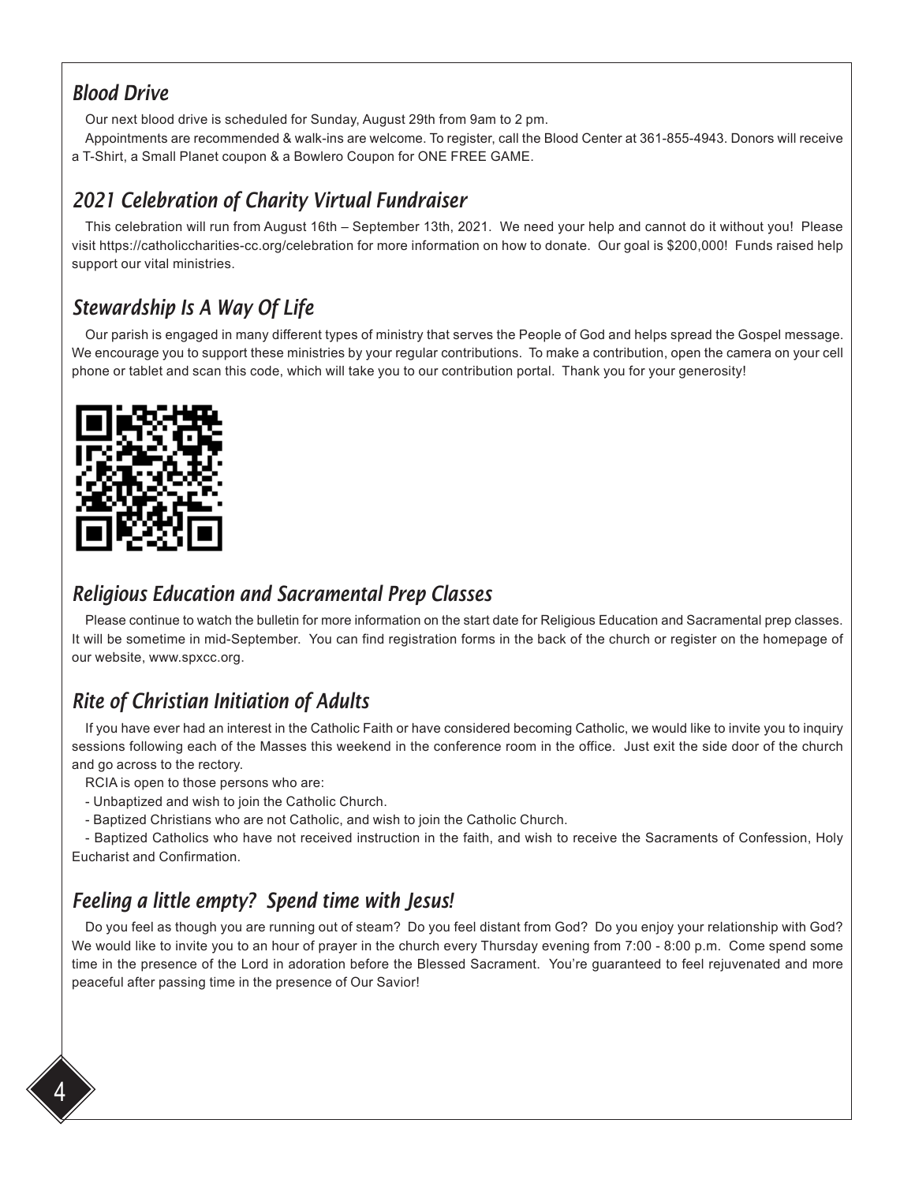## Blood Drive

Our next blood drive is scheduled for Sunday, August 29th from 9am to 2 pm.

Appointments are recommended & walk-ins are welcome. To register, call the Blood Center at 361-855-4943. Donors will receive a T-Shirt, a Small Planet coupon & a Bowlero Coupon for ONE FREE GAME.

## 2021 Celebration of Charity Virtual Fundraiser

This celebration will run from August 16th – September 13th, 2021. We need your help and cannot do it without you! Please visit https://catholiccharities-cc.org/celebration for more information on how to donate. Our goal is $200,000! Funds raised help support our vital ministries.

## Stewardship Is A Way Of Life

Our parish is engaged in many different types of ministry that serves the People of God and helps spread the Gospel message. We encourage you to support these ministries by your regular contributions. To make a contribution, open the camera on your cell phone or tablet and scan this code, which will take you to our contribution portal. Thank you for your generosity!

## Religious Education and Sacramental Prep Classes

Please continue to watch the bulletin for more information on the start date for Religious Education and Sacramental prep classes. It will be sometime in mid-September. You can find registration forms in the back of the church or register on the homepage of our website, www.spxcc.org.

## Rite of Christian Initiation of Adults

If you have ever had an interest in the Catholic Faith or have considered becoming Catholic, we would like to invite you to inquiry sessions following each of the Masses this weekend in the conference room in the office. Just exit the side door of the church and go across to the rectory.

RCIA is open to those persons who are:

- Unbaptized and wish to join the Catholic Church.
- Baptized Christians who are not Catholic, and wish to join the Catholic Church.
- Baptized Catholics who have not received instruction in the faith, and wish to receive the Sacraments of Confession, Holy Eucharist and Confirmation.

## Feeling a little empty? Spend time with Jesus!

Do you feel as though you are running out of steam? Do you feel distant from God? Do you enjoy your relationship with God? We would like to invite you to an hour of prayer in the church every Thursday evening from 7:00 - 8:00 p.m. Come spend some time in the presence of the Lord in adoration before the Blessed Sacrament. You're guaranteed to feel rejuvenated and more peaceful after passing time in the presence of Our Savior!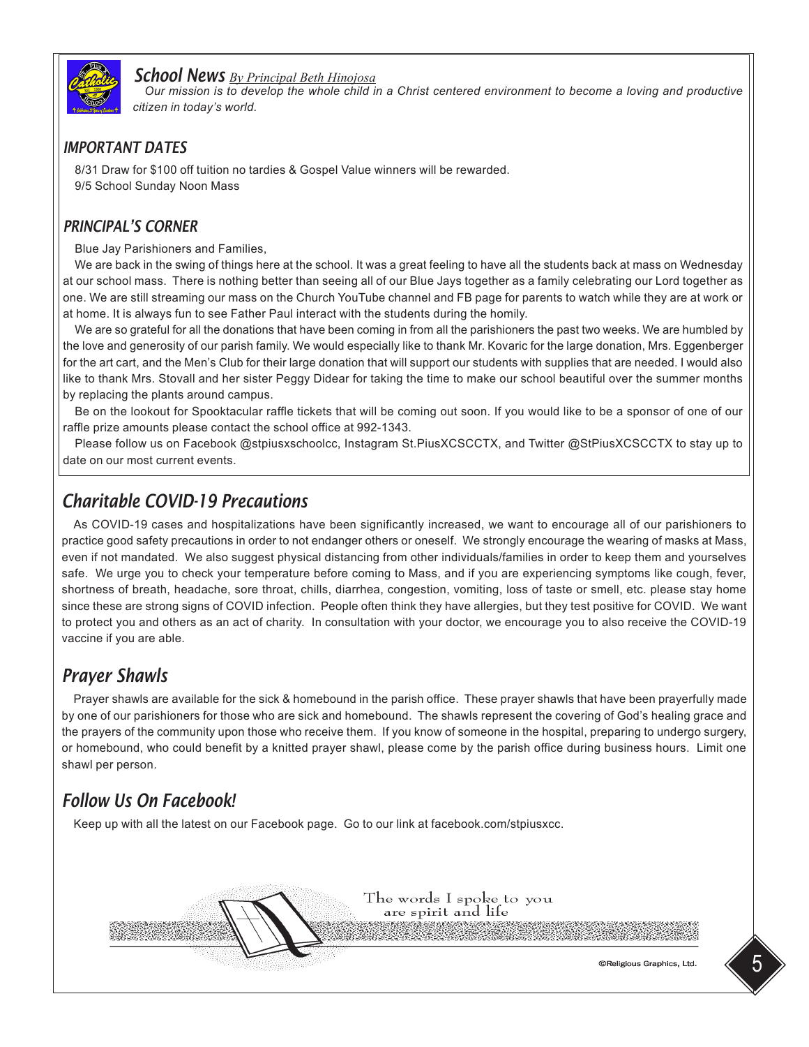## School News *By Principal Beth Hinojosa*

*Our mission is to develop the whole child in a Christ centered environment to become a loving and productive citizen in today's world.*

### IMPORTANT DATES

8/31 Draw for $100 off tuition no tardies & Gospel Value winners will be rewarded.
9/5 School Sunday Noon Mass

### PRINCIPAL'S CORNER

Blue Jay Parishioners and Families,

We are back in the swing of things here at the school. It was a great feeling to have all the students back at mass on Wednesday at our school mass. There is nothing better than seeing all of our Blue Jays together as a family celebrating our Lord together as one. We are still streaming our mass on the Church YouTube channel and FB page for parents to watch while they are at work or at home. It is always fun to see Father Paul interact with the students during the homily.

We are so grateful for all the donations that have been coming in from all the parishioners the past two weeks. We are humbled by the love and generosity of our parish family. We would especially like to thank Mr. Kovaric for the large donation, Mrs. Eggenberger for the art cart, and the Men's Club for their large donation that will support our students with supplies that are needed. I would also like to thank Mrs. Stovall and her sister Peggy Didear for taking the time to make our school beautiful over the summer months by replacing the plants around campus.

Be on the lookout for Spooktacular raffle tickets that will be coming out soon. If you would like to be a sponsor of one of our raffle prize amounts please contact the school office at 992-1343.

Please follow us on Facebook @stpiusxschoolcc, Instagram St.PiusXCSCCTX, and Twitter @StPiusXCSCCTX to stay up to date on our most current events.

## Charitable COVID-19 Precautions

As COVID-19 cases and hospitalizations have been significantly increased, we want to encourage all of our parishioners to practice good safety precautions in order to not endanger others or oneself. We strongly encourage the wearing of masks at Mass, even if not mandated. We also suggest physical distancing from other individuals/families in order to keep them and yourselves safe. We urge you to check your temperature before coming to Mass, and if you are experiencing symptoms like cough, fever, shortness of breath, headache, sore throat, chills, diarrhea, congestion, vomiting, loss of taste or smell, etc. please stay home since these are strong signs of COVID infection. People often think they have allergies, but they test positive for COVID. We want to protect you and others as an act of charity. In consultation with your doctor, we encourage you to also receive the COVID-19 vaccine if you are able.

## Prayer Shawls

Prayer shawls are available for the sick & homebound in the parish office. These prayer shawls that have been prayerfully made by one of our parishioners for those who are sick and homebound. The shawls represent the covering of God's healing grace and the prayers of the community upon those who receive them. If you know of someone in the hospital, preparing to undergo surgery, or homebound, who could benefit by a knitted prayer shawl, please come by the parish office during business hours. Limit one shawl per person.

## Follow Us On Facebook!

Keep up with all the latest on our Facebook page. Go to our link at facebook.com/stpiusxcc.

The words I spoke to you are spirit and life

©Religious Graphics, Ltd.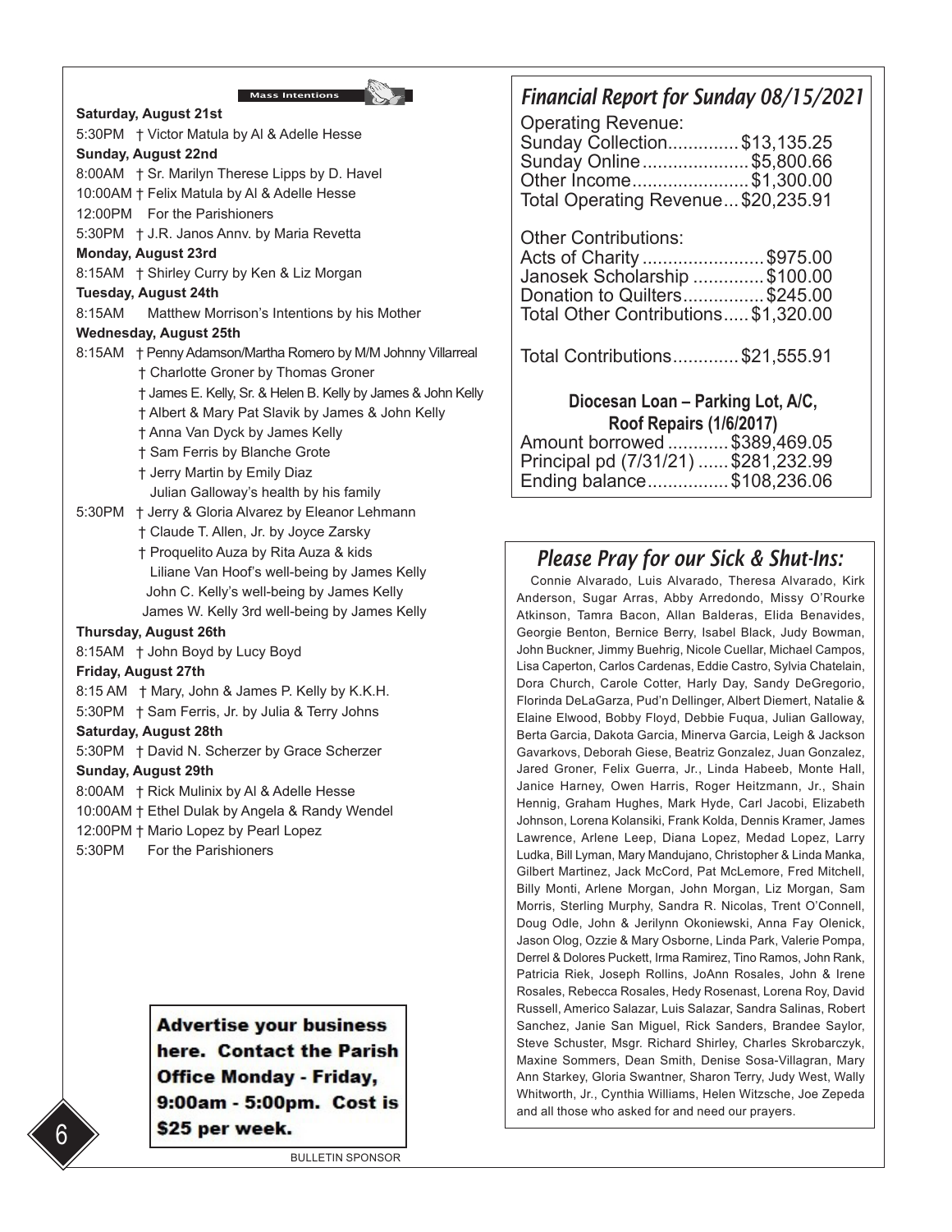## Mass Intentions

**Saturday, August 21st**

5:30PM † Victor Matula by Al & Adelle Hesse

**Sunday, August 22nd**

8:00AM † Sr. Marilyn Therese Lipps by D. Havel

10:00AM † Felix Matula by Al & Adelle Hesse

12:00PM For the Parishioners

5:30PM † J.R. Janos Annv. by Maria Revetta

**Monday, August 23rd**

8:15AM † Shirley Curry by Ken & Liz Morgan

**Tuesday, August 24th**

8:15AM Matthew Morrison's Intentions by his Mother

**Wednesday, August 25th**

8:15AM † Penny Adamson/Martha Romero by M/M Johnny Villarreal
† Charlotte Groner by Thomas Groner
† James E. Kelly, Sr. & Helen B. Kelly by James & John Kelly
† Albert & Mary Pat Slavik by James & John Kelly
† Anna Van Dyck by James Kelly
† Sam Ferris by Blanche Grote
† Jerry Martin by Emily Diaz
Julian Galloway's health by his family

5:30PM † Jerry & Gloria Alvarez by Eleanor Lehmann
† Claude T. Allen, Jr. by Joyce Zarsky
† Proquelito Auza by Rita Auza & kids
Liliane Van Hoof's well-being by James Kelly
John C. Kelly's well-being by James Kelly
James W. Kelly 3rd well-being by James Kelly

**Thursday, August 26th**

8:15AM † John Boyd by Lucy Boyd

**Friday, August 27th**

8:15 AM † Mary, John & James P. Kelly by K.K.H.

5:30PM † Sam Ferris, Jr. by Julia & Terry Johns

**Saturday, August 28th**

5:30PM † David N. Scherzer by Grace Scherzer

**Sunday, August 29th**

8:00AM † Rick Mulinix by Al & Adelle Hesse

10:00AM † Ethel Dulak by Angela & Randy Wendel

12:00PM † Mario Lopez by Pearl Lopez

5:30PM For the Parishioners

**Advertise your business here. Contact the Parish Office Monday - Friday, 9:00am - 5:00pm. Cost is $25 per week.**

BULLETIN SPONSOR

## *Financial Report for Sunday 08/15/2021*

Operating Revenue:

| | |
|---|---|
| Sunday Collection | $13,135.25 |
| Sunday Online | $5,800.66 |
| Other Income | $1,300.00 |
| Total Operating Revenue | $20,235.91 |

Other Contributions:

| | |
|---|---|
| Acts of Charity | $975.00 |
| Janosek Scholarship | $100.00 |
| Donation to Quilters | $245.00 |
| Total Other Contributions | $1,320.00 |

| | |
|---|---|
| Total Contributions | $21,555.91 |

**Diocesan Loan – Parking Lot, A/C, Roof Repairs (1/6/2017)**

| | |
|---|---|
| Amount borrowed | $389,469.05 |
| Principal pd (7/31/21) | $281,232.99 |
| Ending balance | $108,236.06 |

## *Please Pray for our Sick & Shut-Ins:*

Connie Alvarado, Luis Alvarado, Theresa Alvarado, Kirk Anderson, Sugar Arras, Abby Arredondo, Missy O'Rourke Atkinson, Tamra Bacon, Allan Balderas, Elida Benavides, Georgie Benton, Bernice Berry, Isabel Black, Judy Bowman, John Buckner, Jimmy Buehrig, Nicole Cuellar, Michael Campos, Lisa Caperton, Carlos Cardenas, Eddie Castro, Sylvia Chatelain, Dora Church, Carole Cotter, Harly Day, Sandy DeGregorio, Florinda DeLaGarza, Pud'n Dellinger, Albert Diemert, Natalie & Elaine Elwood, Bobby Floyd, Debbie Fuqua, Julian Galloway, Berta Garcia, Dakota Garcia, Minerva Garcia, Leigh & Jackson Gavarkovs, Deborah Giese, Beatriz Gonzalez, Juan Gonzalez, Jared Groner, Felix Guerra, Jr., Linda Habeeb, Monte Hall, Janice Harney, Owen Harris, Roger Heitzmann, Jr., Shain Hennig, Graham Hughes, Mark Hyde, Carl Jacobi, Elizabeth Johnson, Lorena Kolansiki, Frank Kolda, Dennis Kramer, James Lawrence, Arlene Leep, Diana Lopez, Medad Lopez, Larry Ludka, Bill Lyman, Mary Mandujano, Christopher & Linda Manka, Gilbert Martinez, Jack McCord, Pat McLemore, Fred Mitchell, Billy Monti, Arlene Morgan, John Morgan, Liz Morgan, Sam Morris, Sterling Murphy, Sandra R. Nicolas, Trent O'Connell, Doug Odle, John & Jerilynn Okoniewski, Anna Fay Olenick, Jason Olog, Ozzie & Mary Osborne, Linda Park, Valerie Pompa, Derrel & Dolores Puckett, Irma Ramirez, Tino Ramos, John Rank, Patricia Riek, Joseph Rollins, JoAnn Rosales, John & Irene Rosales, Rebecca Rosales, Hedy Rosenast, Lorena Roy, David Russell, Americo Salazar, Luis Salazar, Sandra Salinas, Robert Sanchez, Janie San Miguel, Rick Sanders, Brandee Saylor, Steve Schuster, Msgr. Richard Shirley, Charles Skrobarczyk, Maxine Sommers, Dean Smith, Denise Sosa-Villagran, Mary Ann Starkey, Gloria Swantner, Sharon Terry, Judy West, Wally Whitworth, Jr., Cynthia Williams, Helen Witzsche, Joe Zepeda and all those who asked for and need our prayers.